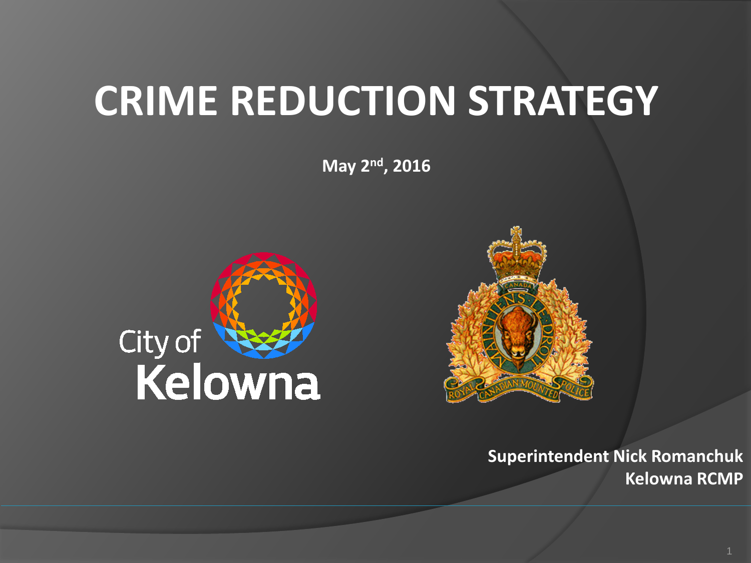# CRIME REDUCTION STRATEGY

**May 2nd, 2016**

**Superintendent Nick Romanchuk**
**Kelowna RCMP**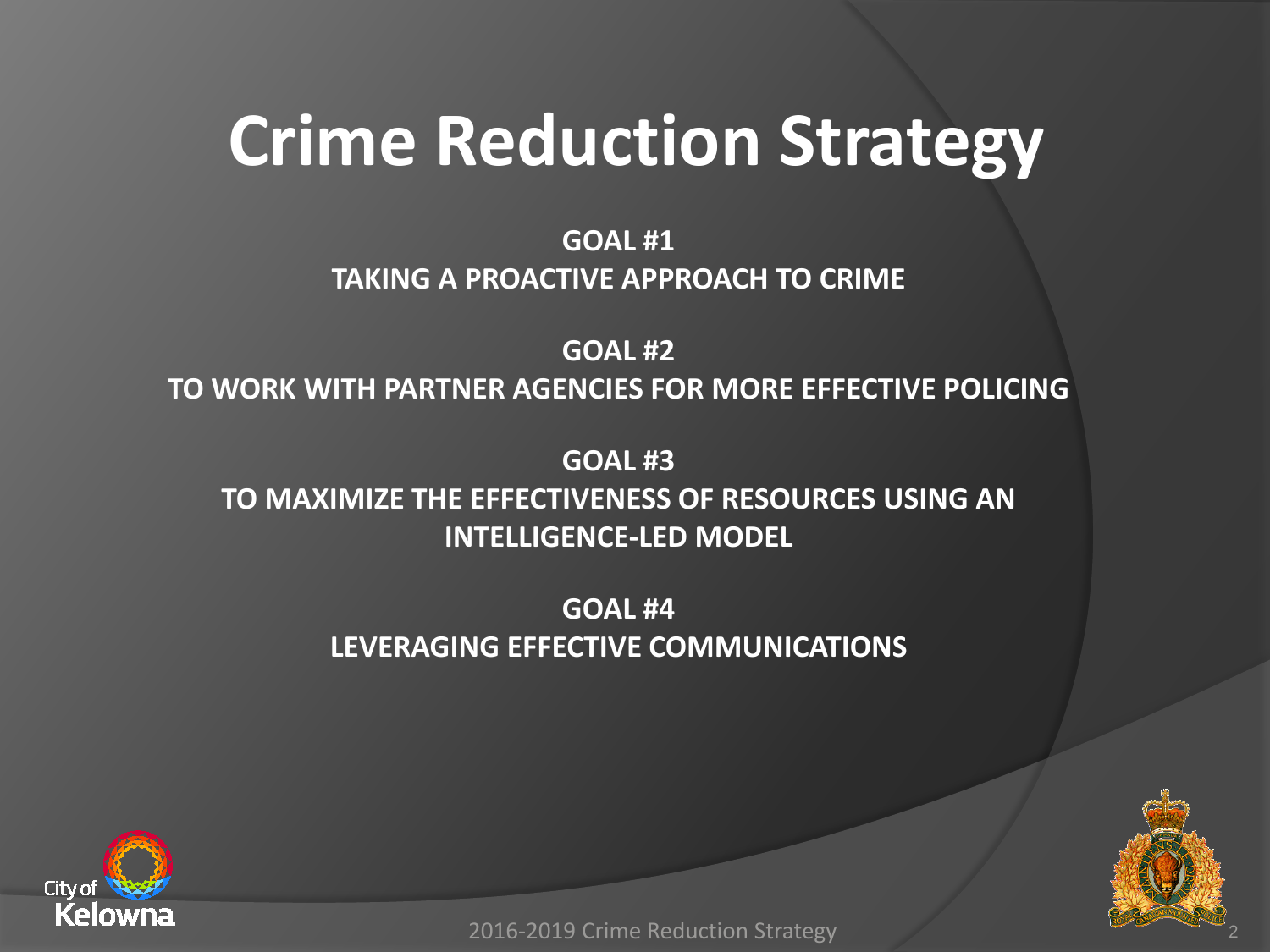# Crime Reduction Strategy

**GOAL #1**
**TAKING A PROACTIVE APPROACH TO CRIME**

**GOAL #2**
**TO WORK WITH PARTNER AGENCIES FOR MORE EFFECTIVE POLICING**

**GOAL #3**
**TO MAXIMIZE THE EFFECTIVENESS OF RESOURCES USING AN INTELLIGENCE-LED MODEL**

**GOAL #4**
**LEVERAGING EFFECTIVE COMMUNICATIONS**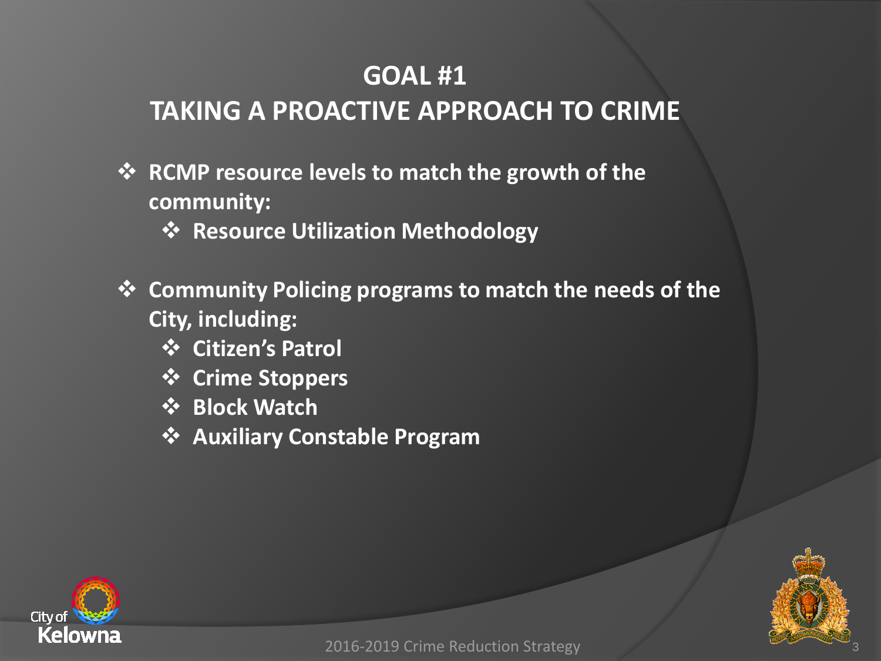# GOAL #1
# TAKING A PROACTIVE APPROACH TO CRIME

- **RCMP resource levels to match the growth of the community:**
  - **Resource Utilization Methodology**

- **Community Policing programs to match the needs of the City, including:**
  - **Citizen's Patrol**
  - **Crime Stoppers**
  - **Block Watch**
  - **Auxiliary Constable Program**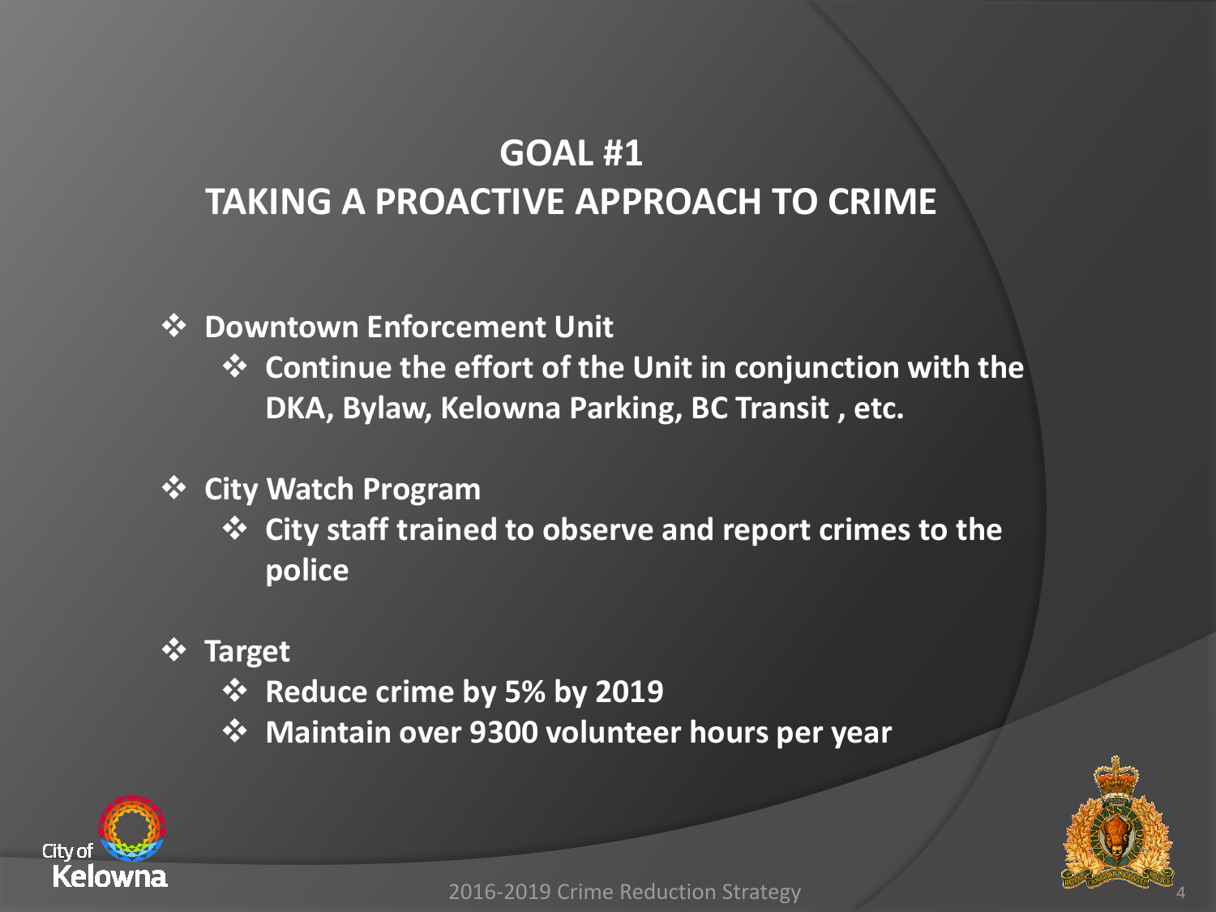# GOAL #1
# TAKING A PROACTIVE APPROACH TO CRIME

- **Downtown Enforcement Unit**
  - **Continue the effort of the Unit in conjunction with the DKA, Bylaw, Kelowna Parking, BC Transit , etc.**
- **City Watch Program**
  - **City staff trained to observe and report crimes to the police**
- **Target**
  - **Reduce crime by 5% by 2019**
  - **Maintain over 9300 volunteer hours per year**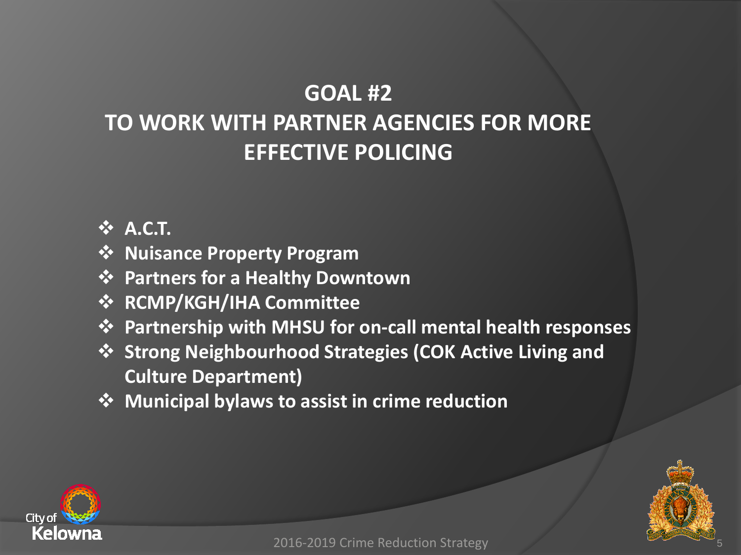## GOAL #2
## TO WORK WITH PARTNER AGENCIES FOR MORE EFFECTIVE POLICING

- **A.C.T.**
- **Nuisance Property Program**
- **Partners for a Healthy Downtown**
- **RCMP/KGH/IHA Committee**
- **Partnership with MHSU for on-call mental health responses**
- **Strong Neighbourhood Strategies (COK Active Living and Culture Department)**
- **Municipal bylaws to assist in crime reduction**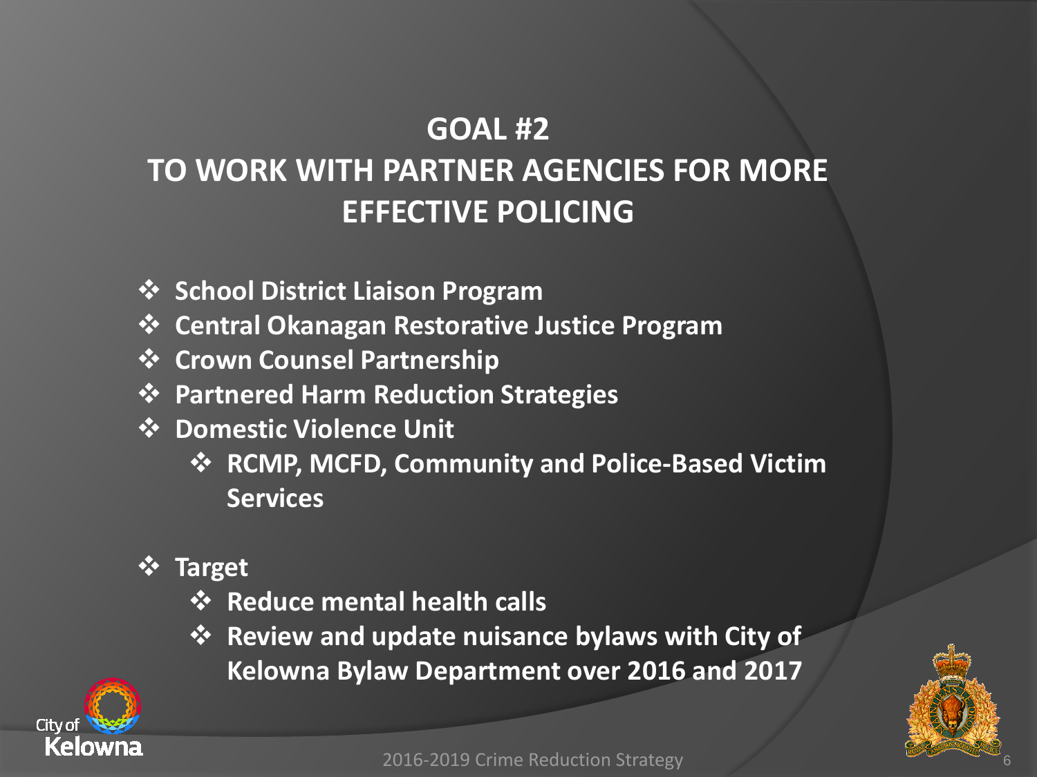# GOAL #2
# TO WORK WITH PARTNER AGENCIES FOR MORE EFFECTIVE POLICING

- **School District Liaison Program**
- **Central Okanagan Restorative Justice Program**
- **Crown Counsel Partnership**
- **Partnered Harm Reduction Strategies**
- **Domestic Violence Unit**
  - **RCMP, MCFD, Community and Police-Based Victim Services**

- **Target**
  - **Reduce mental health calls**
  - **Review and update nuisance bylaws with City of Kelowna Bylaw Department over 2016 and 2017**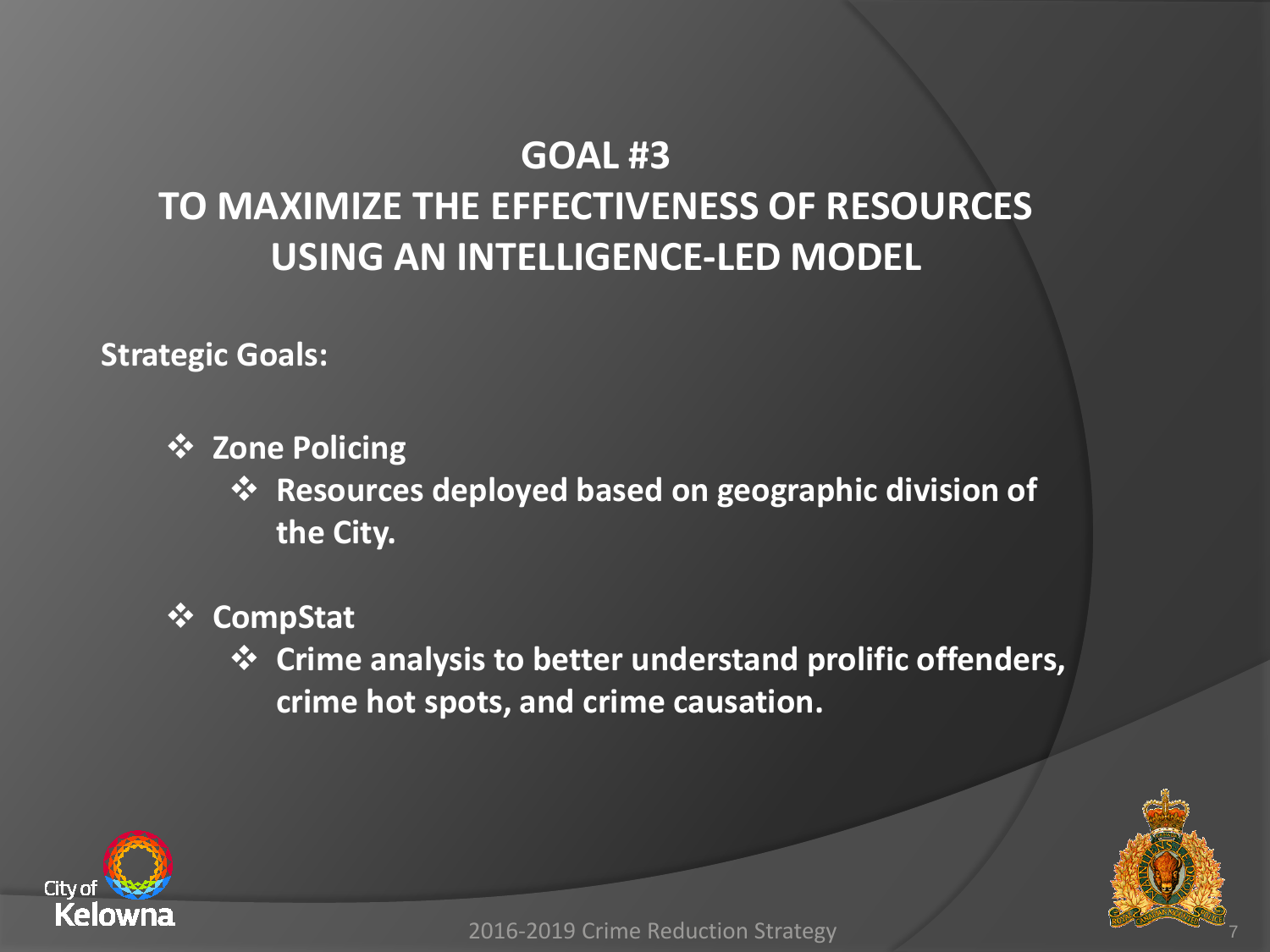# GOAL #3
# TO MAXIMIZE THE EFFECTIVENESS OF RESOURCES USING AN INTELLIGENCE-LED MODEL

**Strategic Goals:**

- **Zone Policing**
  - **Resources deployed based on geographic division of the City.**
- **CompStat**
  - **Crime analysis to better understand prolific offenders, crime hot spots, and crime causation.**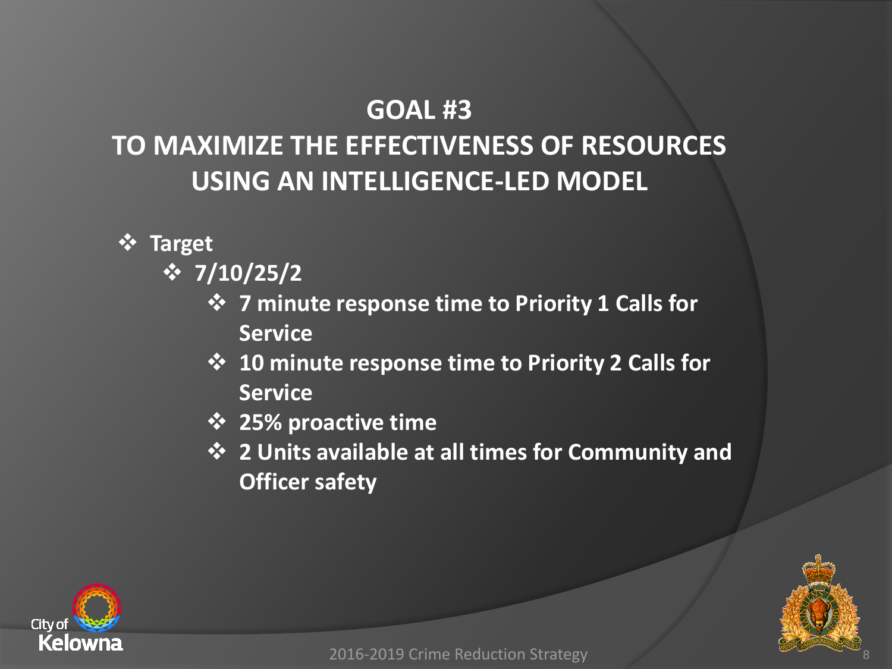# GOAL #3

# TO MAXIMIZE THE EFFECTIVENESS OF RESOURCES USING AN INTELLIGENCE-LED MODEL

- **Target**
  - **7/10/25/2**
    - **7 minute response time to Priority 1 Calls for Service**
    - **10 minute response time to Priority 2 Calls for Service**
    - **25% proactive time**
    - **2 Units available at all times for Community and Officer safety**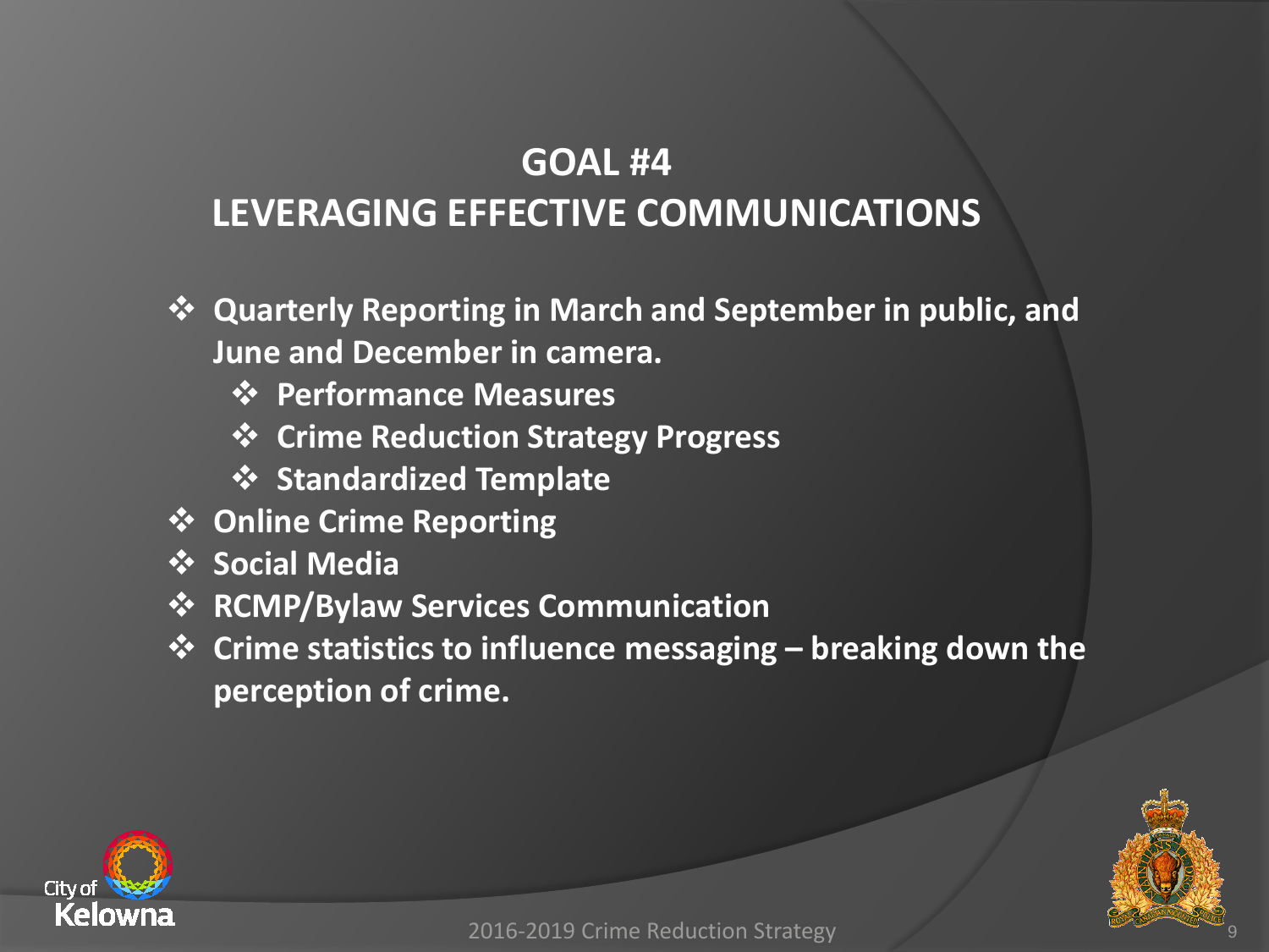# GOAL #4
## LEVERAGING EFFECTIVE COMMUNICATIONS

- **Quarterly Reporting in March and September in public, and June and December in camera.**
  - **Performance Measures**
  - **Crime Reduction Strategy Progress**
  - **Standardized Template**
- **Online Crime Reporting**
- **Social Media**
- **RCMP/Bylaw Services Communication**
- **Crime statistics to influence messaging – breaking down the perception of crime.**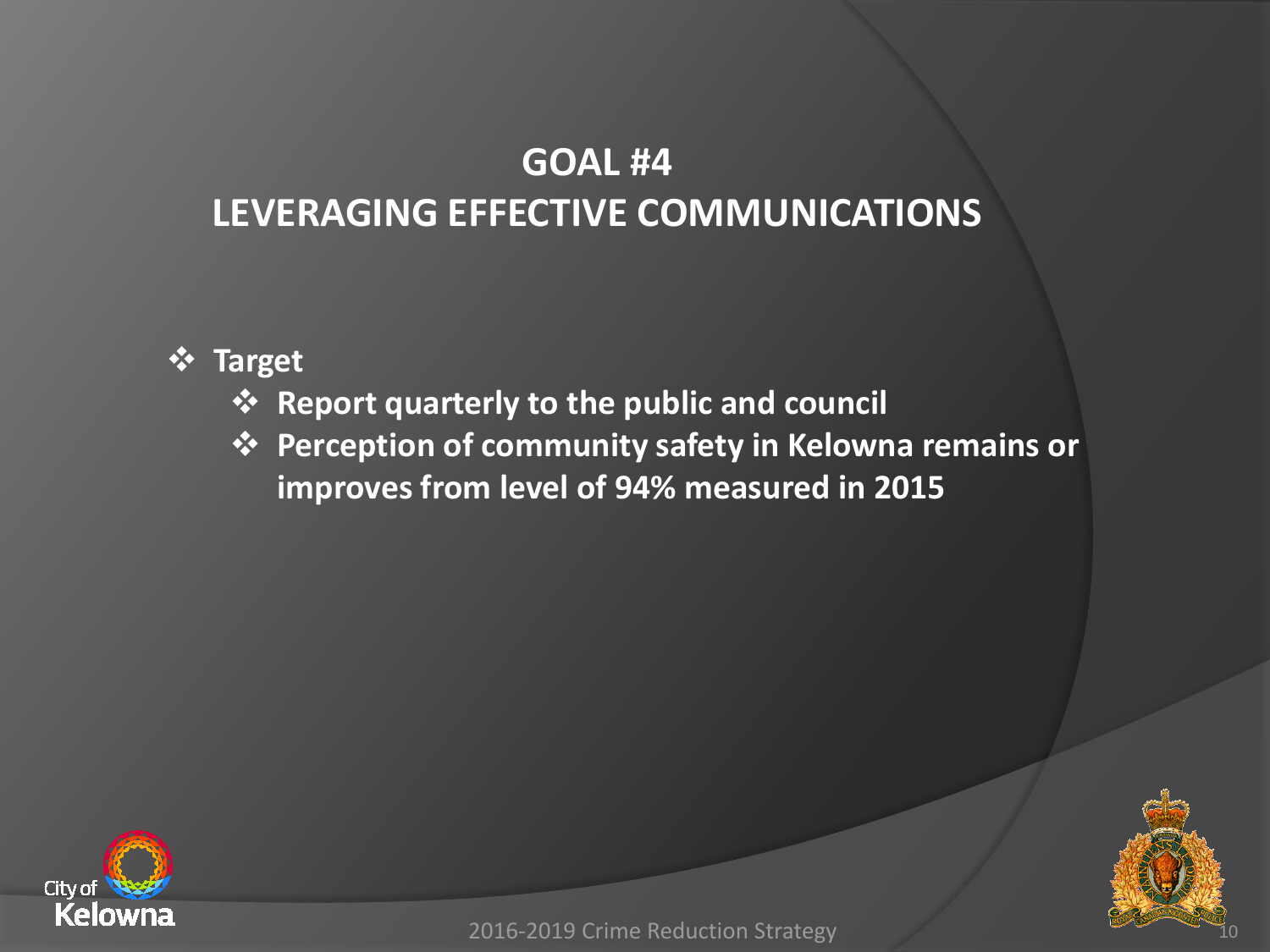# GOAL #4
# LEVERAGING EFFECTIVE COMMUNICATIONS

- **Target**
  - **Report quarterly to the public and council**
  - **Perception of community safety in Kelowna remains or improves from level of 94% measured in 2015**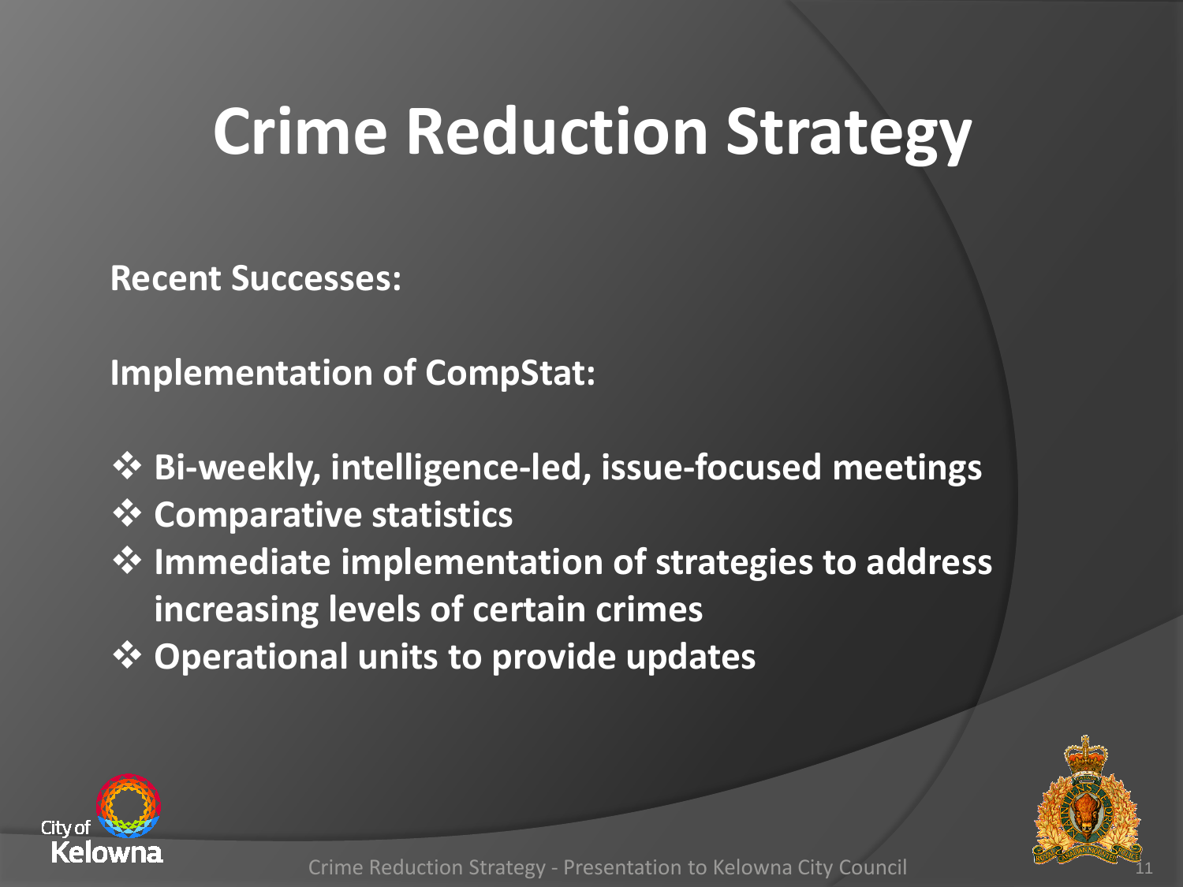# Crime Reduction Strategy

**Recent Successes:**

**Implementation of CompStat:**

- **Bi-weekly, intelligence-led, issue-focused meetings**
- **Comparative statistics**
- **Immediate implementation of strategies to address increasing levels of certain crimes**
- **Operational units to provide updates**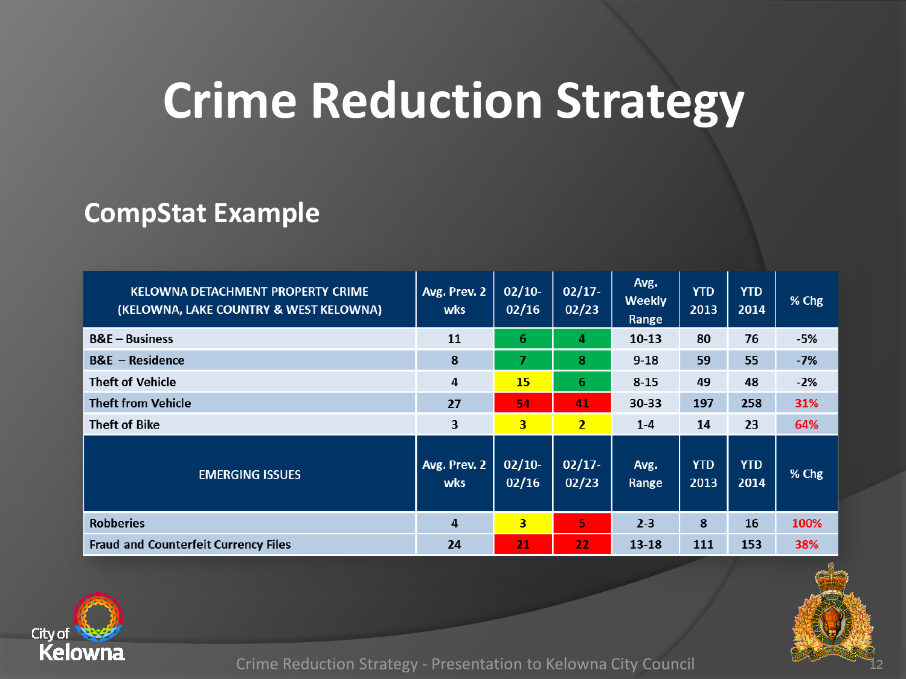# Crime Reduction Strategy

## CompStat Example

| KELOWNA DETACHMENT PROPERTY CRIME (KELOWNA, LAKE COUNTRY & WEST KELOWNA) | Avg. Prev. 2 wks | 02/10-02/16 | 02/17-02/23 | Avg. Weekly Range | YTD 2013 | YTD 2014 | % Chg |
|---|---|---|---|---|---|---|---|
| B&E – Business | 11 | 6 | 4 | 10-13 | 80 | 76 | -5% |
| B&E – Residence | 8 | 7 | 8 | 9-18 | 59 | 55 | -7% |
| Theft of Vehicle | 4 | 15 | 6 | 8-15 | 49 | 48 | -2% |
| Theft from Vehicle | 27 | 54 | 41 | 30-33 | 197 | 258 | 31% |
| Theft of Bike | 3 | 3 | 2 | 1-4 | 14 | 23 | 64% |
| **EMERGING ISSUES** | **Avg. Prev. 2 wks** | **02/10-02/16** | **02/17-02/23** | **Avg. Range** | **YTD 2013** | **YTD 2014** | **% Chg** |
| Robberies | 4 | 3 | 5 | 2-3 | 8 | 16 | 100% |
| Fraud and Counterfeit Currency Files | 24 | 21 | 22 | 13-18 | 111 | 153 | 38% |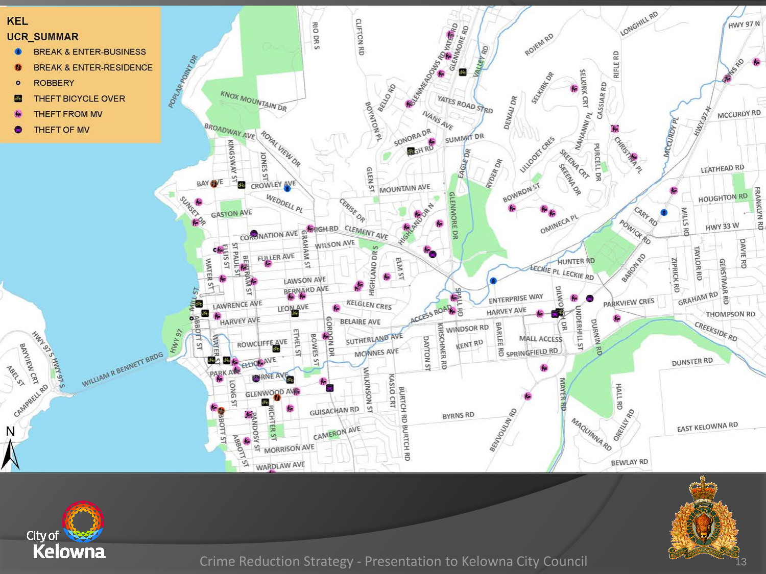**KEL**

**UCR_SUMMAR**

- BREAK & ENTER-BUSINESS
- BREAK & ENTER-RESIDENCE
- ROBBERY
- THEFT BICYCLE OVER
- THEFT FROM MV
- THEFT OF MV

Crime Reduction Strategy - Presentation to Kelowna City Council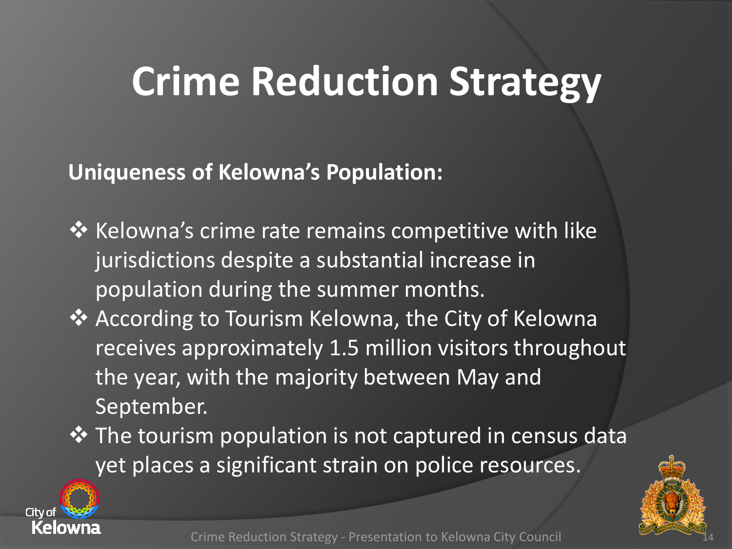# Crime Reduction Strategy

**Uniqueness of Kelowna's Population:**

- ❖ Kelowna's crime rate remains competitive with like jurisdictions despite a substantial increase in population during the summer months.
- ❖ According to Tourism Kelowna, the City of Kelowna receives approximately 1.5 million visitors throughout the year, with the majority between May and September.
- ❖ The tourism population is not captured in census data yet places a significant strain on police resources.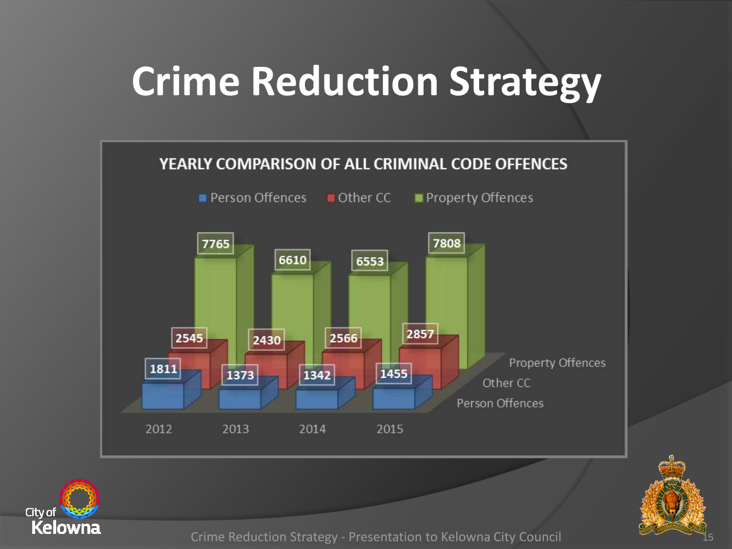# Crime Reduction Strategy

**YEARLY COMPARISON OF ALL CRIMINAL CODE OFFENCES**

| | 2012 | 2013 | 2014 | 2015 |
|---|---|---|---|---|
| Person Offences | 1811 | 1373 | 1342 | 1455 |
| Other CC | 2545 | 2430 | 2566 | 2857 |
| Property Offences | 7765 | 6610 | 6553 | 7808 |

Crime Reduction Strategy - Presentation to Kelowna City Council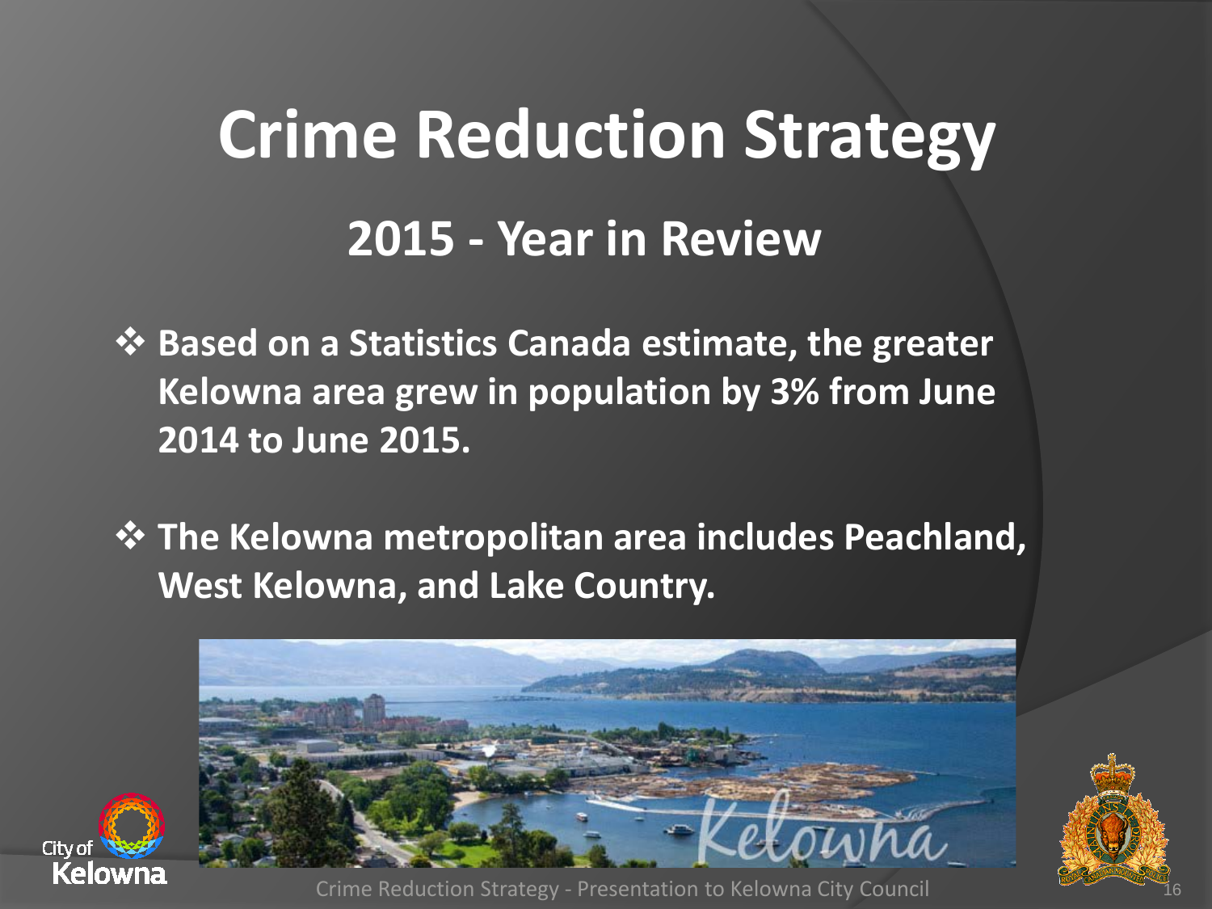# Crime Reduction Strategy

## 2015 - Year in Review

- **Based on a Statistics Canada estimate, the greater Kelowna area grew in population by 3% from June 2014 to June 2015.**

- **The Kelowna metropolitan area includes Peachland, West Kelowna, and Lake Country.**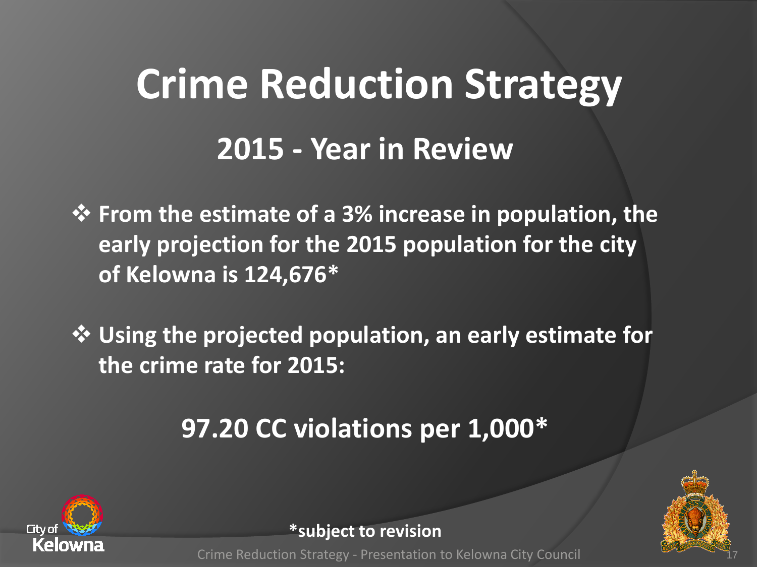# Crime Reduction Strategy

## 2015 - Year in Review

- **From the estimate of a 3% increase in population, the early projection for the 2015 population for the city of Kelowna is 124,676***

- **Using the projected population, an early estimate for the crime rate for 2015:**

**97.20 CC violations per 1,000***

***subject to revision**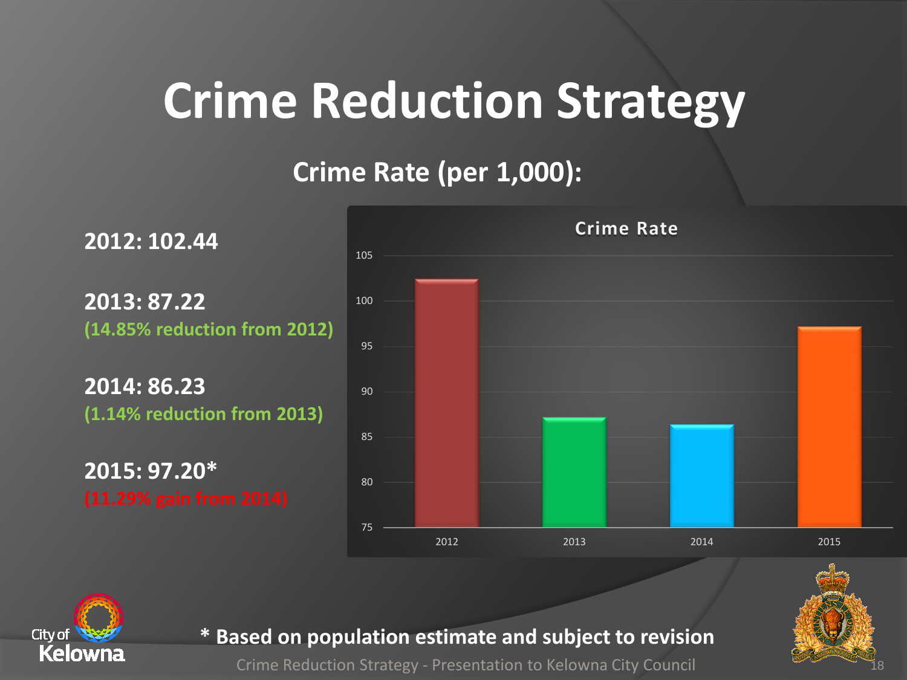# Crime Reduction Strategy

## Crime Rate (per 1,000):

**2012: 102.44**

**2013: 87.22**
(14.85% reduction from 2012)

**2014: 86.23**
(1.14% reduction from 2013)

**2015: 97.20***
(11.29% gain from 2014)

**Crime Rate**

| Year | Crime Rate |
|---|---|
| 2012 | 102.44 |
| 2013 | 87.22 |
| 2014 | 86.23 |
| 2015 | 97.20 |

**\* Based on population estimate and subject to revision**

Crime Reduction Strategy - Presentation to Kelowna City Council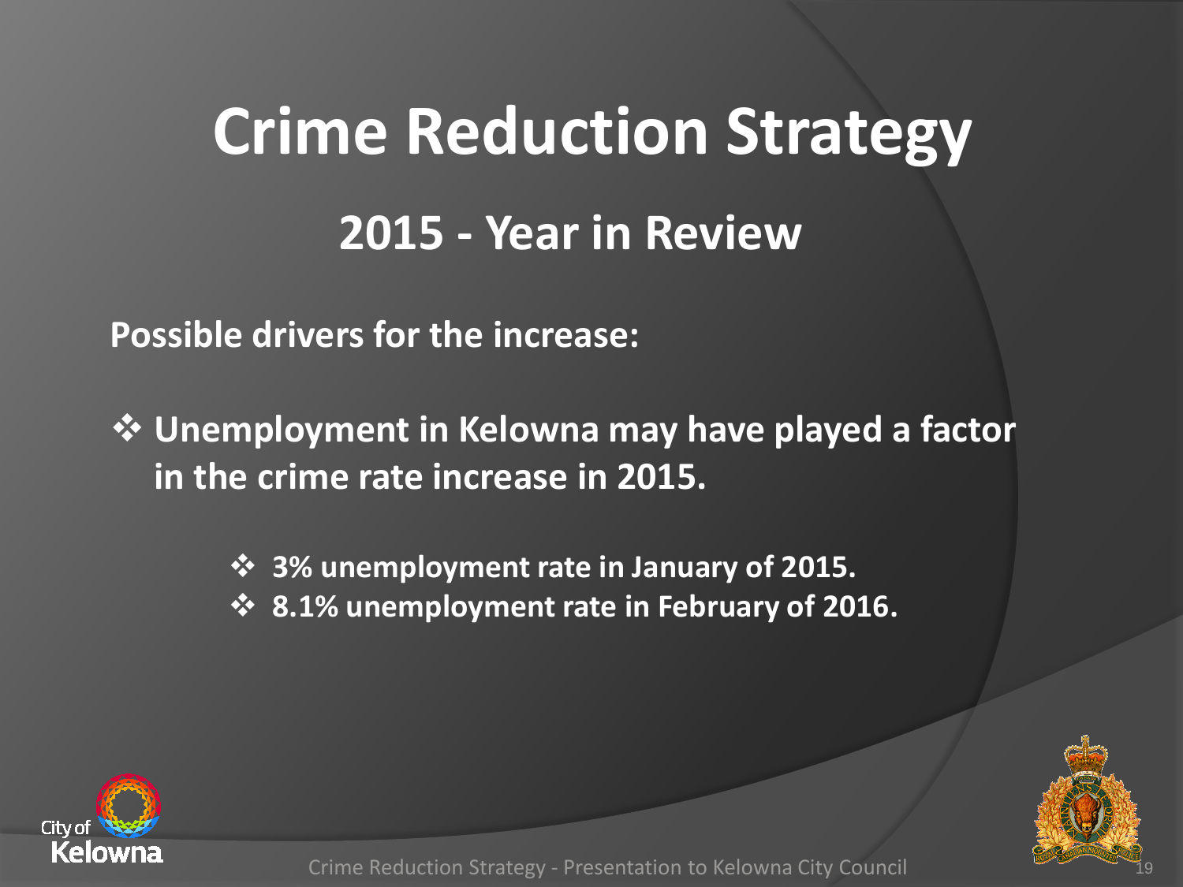# Crime Reduction Strategy

## 2015 - Year in Review

**Possible drivers for the increase:**

- **Unemployment in Kelowna may have played a factor in the crime rate increase in 2015.**
  - **3% unemployment rate in January of 2015.**
  - **8.1% unemployment rate in February of 2016.**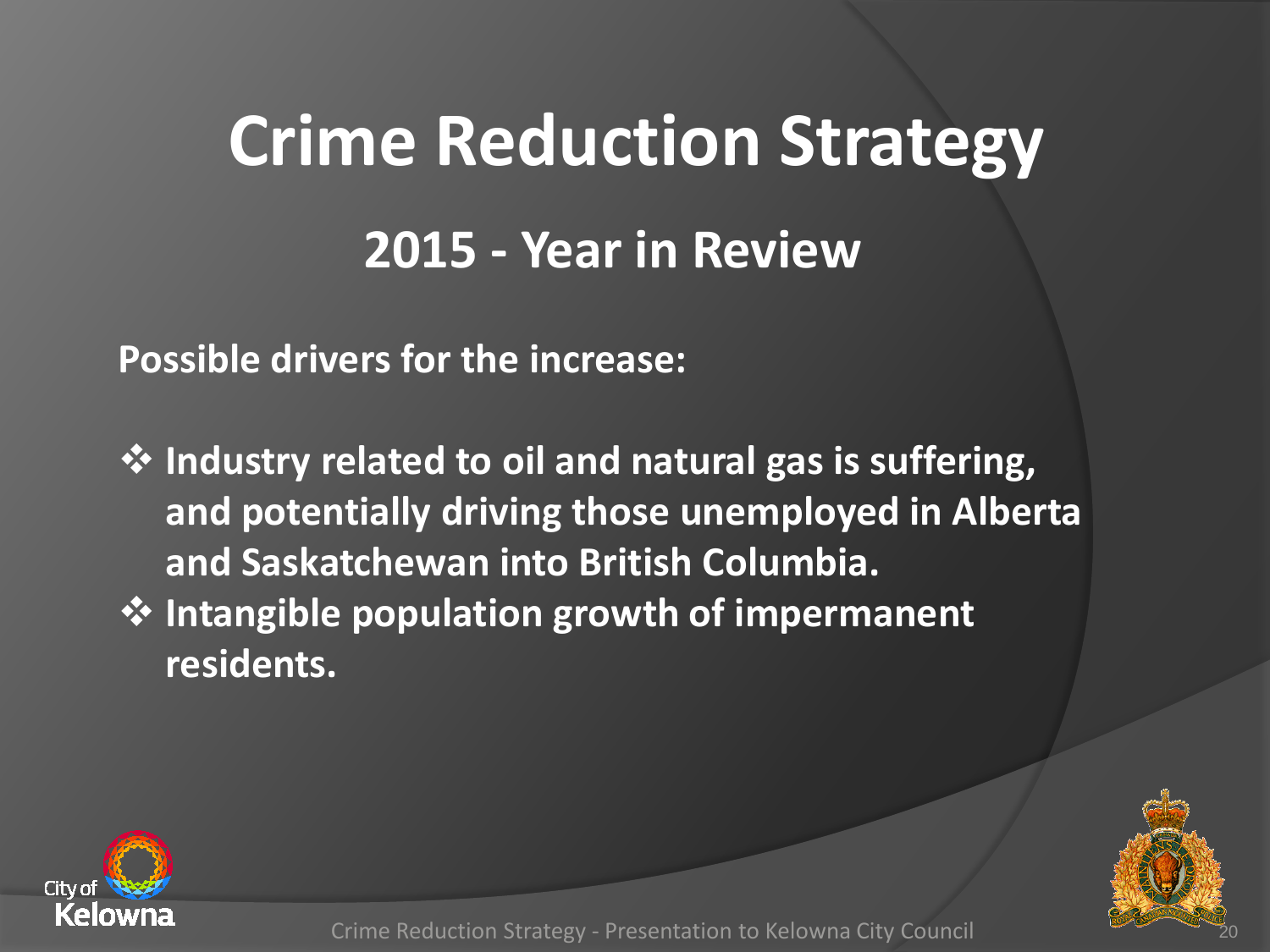# Crime Reduction Strategy

## 2015 - Year in Review

**Possible drivers for the increase:**

- **Industry related to oil and natural gas is suffering, and potentially driving those unemployed in Alberta and Saskatchewan into British Columbia.**
- **Intangible population growth of impermanent residents.**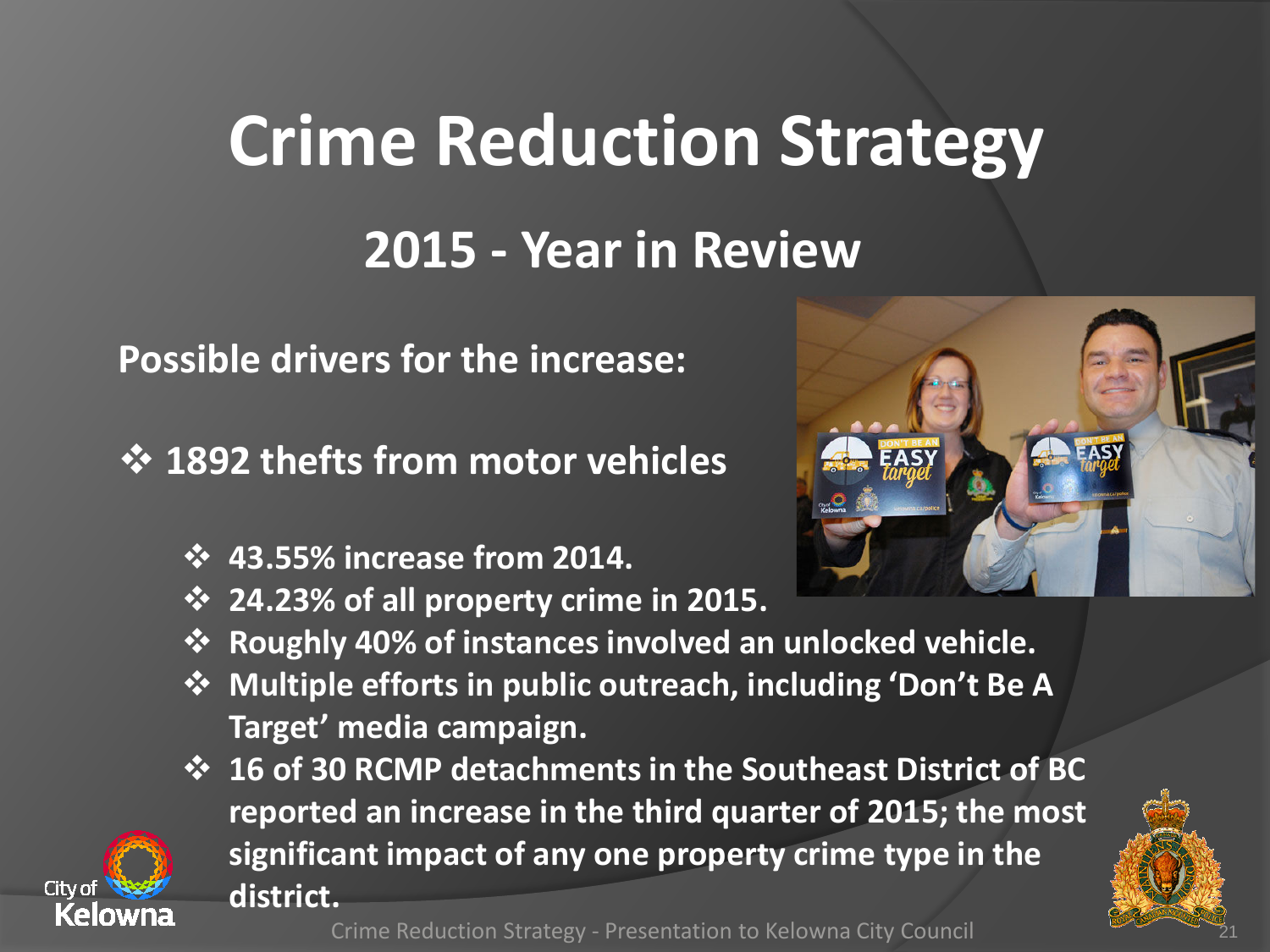# Crime Reduction Strategy

## 2015 - Year in Review

**Possible drivers for the increase:**

- **1892 thefts from motor vehicles**
  - **43.55% increase from 2014.**
  - **24.23% of all property crime in 2015.**
  - **Roughly 40% of instances involved an unlocked vehicle.**
  - **Multiple efforts in public outreach, including 'Don't Be A Target' media campaign.**
  - **16 of 30 RCMP detachments in the Southeast District of BC reported an increase in the third quarter of 2015; the most significant impact of any one property crime type in the district.**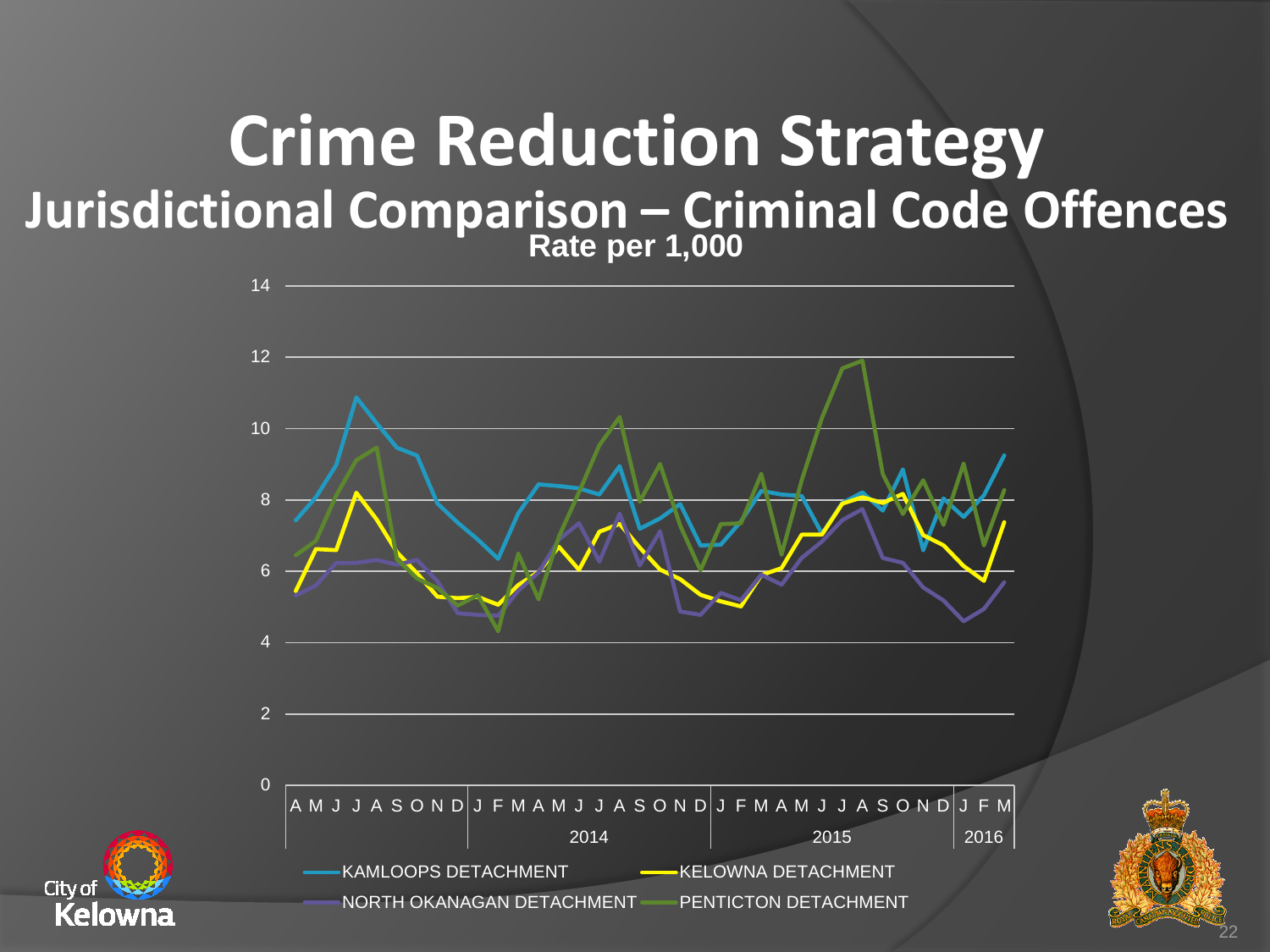# Crime Reduction Strategy

## Jurisdictional Comparison – Criminal Code Offences

**Rate per 1,000**

14

12

10

8

6

4

2

0

A M J J A S O N D | J F M A M J J A S O N D | J F M A M J J A S O N D | J F M

2014 | 2015 | 2016

KAMLOOPS DETACHMENT — KELOWNA DETACHMENT — NORTH OKANAGAN DETACHMENT — PENTICTON DETACHMENT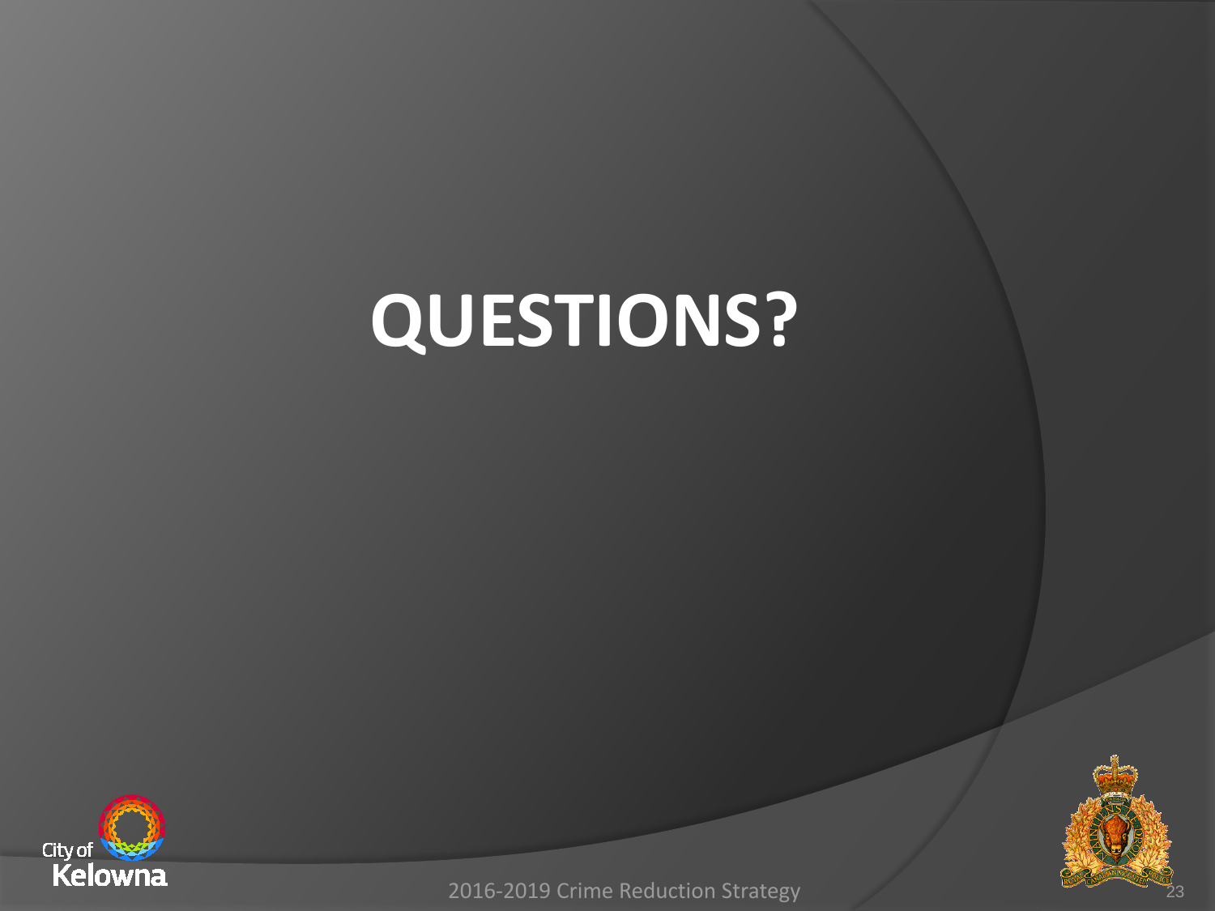# QUESTIONS?